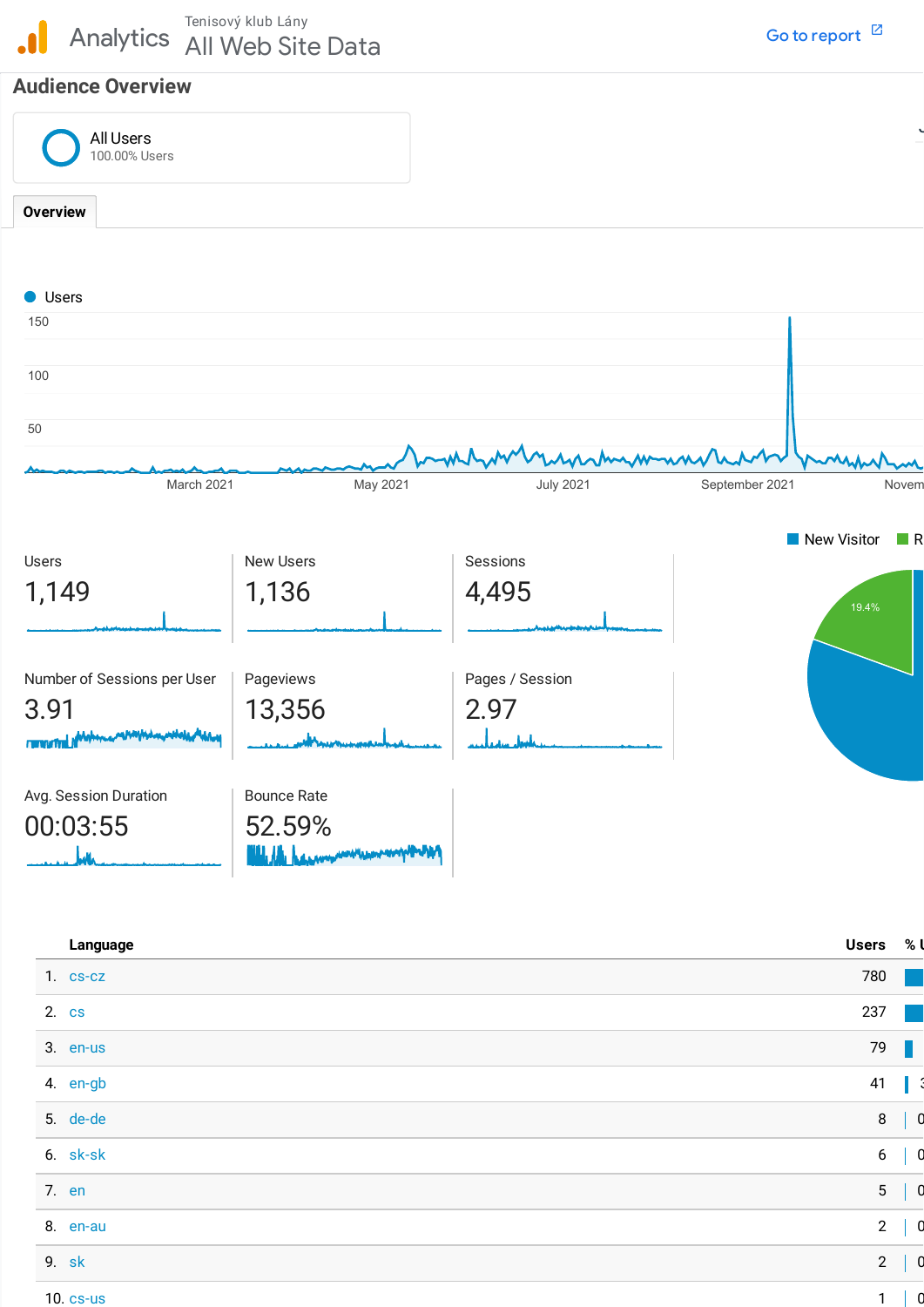Analytics | Tenisový klub Lány
All Web Site Data

Go to report

## Audience Overview

All Users
100.00% Users

**Overview**

Users

150
100
50

March 2021 | May 2021 | July 2021 | September 2021 | Novem

| Users | New Users | Sessions |
|---|---|---|
| 1,149 | 1,136 | 4,495 |

| Number of Sessions per User | Pageviews | Pages / Session |
|---|---|---|
| 3.91 | 13,356 | 2.97 |

| Avg. Session Duration | Bounce Rate |
|---|---|
| 00:03:55 | 52.59% |

New Visitor | R

19.4%

| | Language | Users | % U |
|---|---|---|---|
| 1. | cs-cz | 780 | |
| 2. | cs | 237 | |
| 3. | en-us | 79 | |
| 4. | en-gb | 41 | 3 |
| 5. | de-de | 8 | 0 |
| 6. | sk-sk | 6 | 0 |
| 7. | en | 5 | 0 |
| 8. | en-au | 2 | 0 |
| 9. | sk | 2 | 0 |
| 10. | cs-us | 1 | 0 |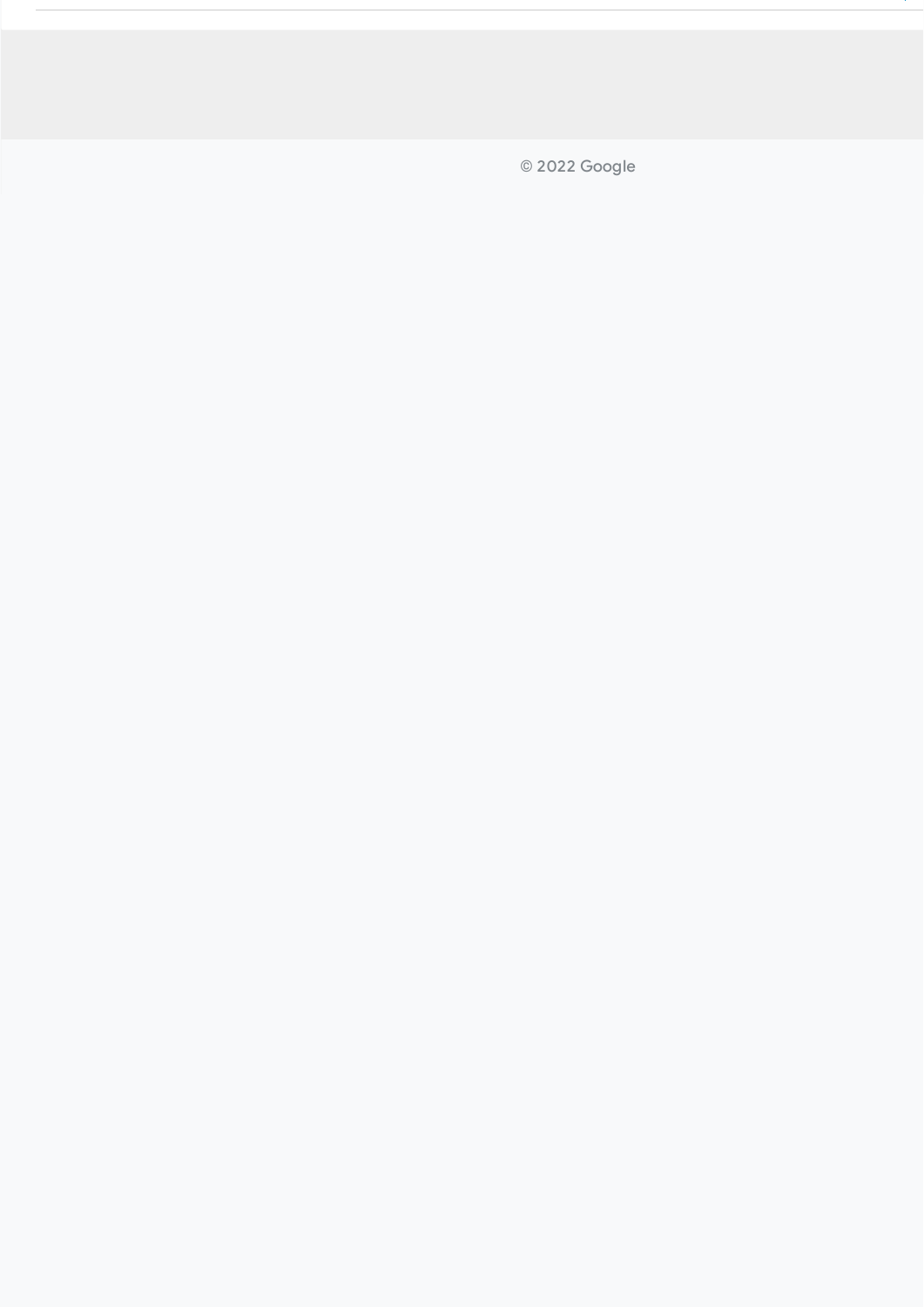© 2022 Google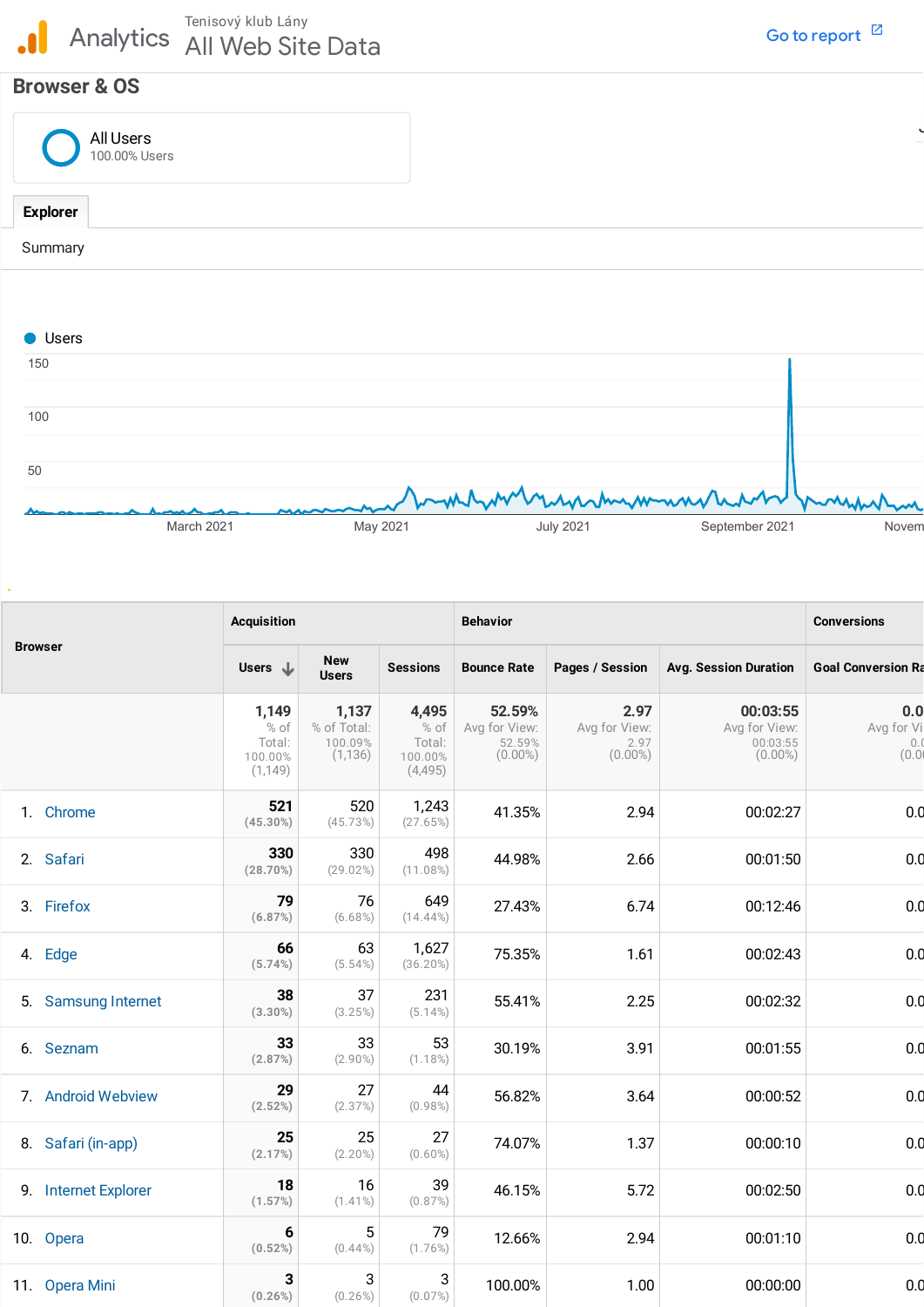Analytics | Tenisový klub Lány
All Web Site Data

Go to report

## Browser & OS

All Users
100.00% Users

Explorer

Summary

Users

150
100
50

March 2021 | May 2021 | July 2021 | September 2021 | Novem

| Browser | Acquisition | | | Behavior | | | Conversions |
|---|---|---|---|---|---|---|---|
| | Users | New Users | Sessions | Bounce Rate | Pages / Session | Avg. Session Duration | Goal Conversion Ra |
| | 1,149 % of Total: 100.00% (1,149) | 1,137 % of Total: 100.09% (1,136) | 4,495 % of Total: 100.00% (4,495) | 52.59% Avg for View: 52.59% (0.00%) | 2.97 Avg for View: 2.97 (0.00%) | 00:03:55 Avg for View: 00:03:55 (0.00%) | 0.0 Avg for Vi 0.0 (0.0 |
| 1. Chrome | 521 (45.30%) | 520 (45.73%) | 1,243 (27.65%) | 41.35% | 2.94 | 00:02:27 | 0.0 |
| 2. Safari | 330 (28.70%) | 330 (29.02%) | 498 (11.08%) | 44.98% | 2.66 | 00:01:50 | 0.0 |
| 3. Firefox | 79 (6.87%) | 76 (6.68%) | 649 (14.44%) | 27.43% | 6.74 | 00:12:46 | 0.0 |
| 4. Edge | 66 (5.74%) | 63 (5.54%) | 1,627 (36.20%) | 75.35% | 1.61 | 00:02:43 | 0.0 |
| 5. Samsung Internet | 38 (3.30%) | 37 (3.25%) | 231 (5.14%) | 55.41% | 2.25 | 00:02:32 | 0.0 |
| 6. Seznam | 33 (2.87%) | 33 (2.90%) | 53 (1.18%) | 30.19% | 3.91 | 00:01:55 | 0.0 |
| 7. Android Webview | 29 (2.52%) | 27 (2.37%) | 44 (0.98%) | 56.82% | 3.64 | 00:00:52 | 0.0 |
| 8. Safari (in-app) | 25 (2.17%) | 25 (2.20%) | 27 (0.60%) | 74.07% | 1.37 | 00:00:10 | 0.0 |
| 9. Internet Explorer | 18 (1.57%) | 16 (1.41%) | 39 (0.87%) | 46.15% | 5.72 | 00:02:50 | 0.0 |
| 10. Opera | 6 (0.52%) | 5 (0.44%) | 79 (1.76%) | 12.66% | 2.94 | 00:01:10 | 0.0 |
| 11. Opera Mini | 3 (0.26%) | 3 (0.26%) | 3 (0.07%) | 100.00% | 1.00 | 00:00:00 | 0.0 |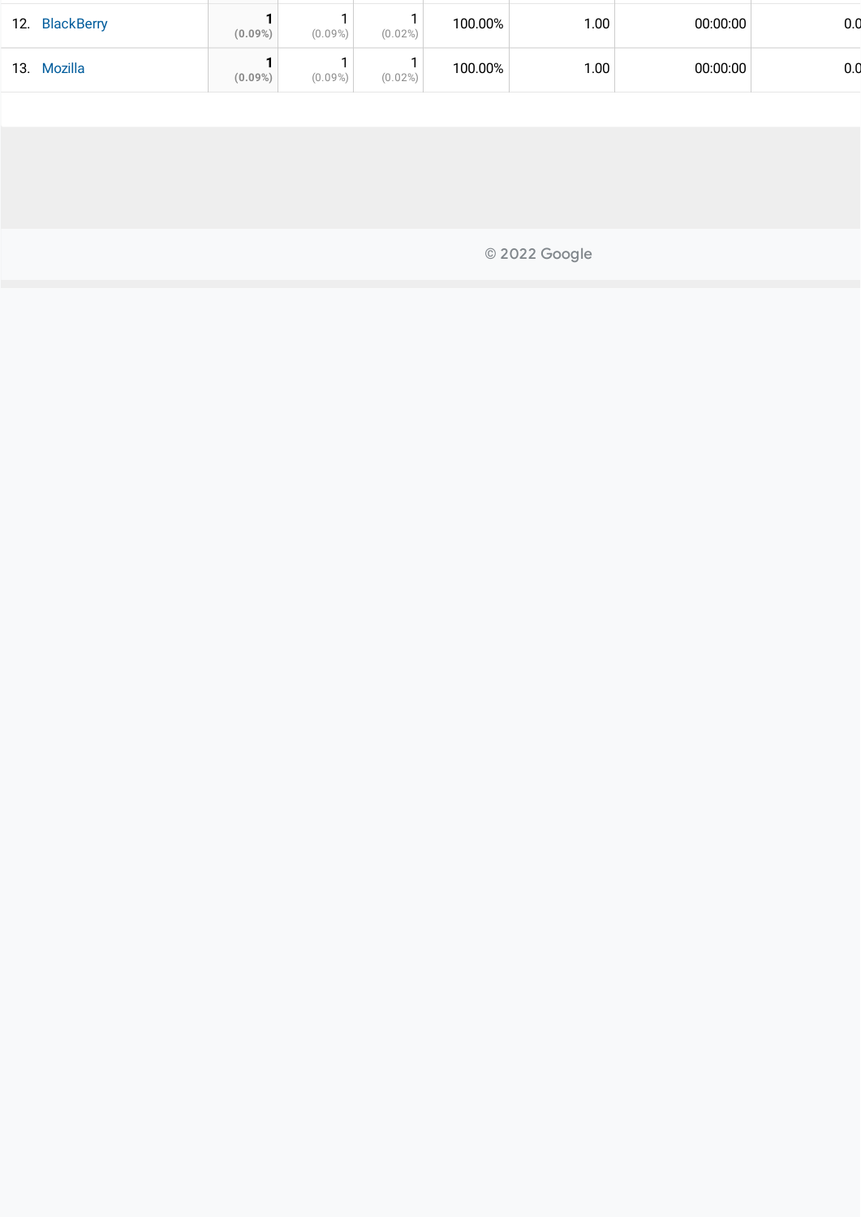| | | | | | | | |
|---|---|---|---|---|---|---|---|
| 12. BlackBerry | **1** (0.09%) | 1 (0.09%) | 1 (0.02%) | 100.00% | 1.00 | 00:00:00 | 0.0 |
| 13. Mozilla | **1** (0.09%) | 1 (0.09%) | 1 (0.02%) | 100.00% | 1.00 | 00:00:00 | 0.0 |

© 2022 Google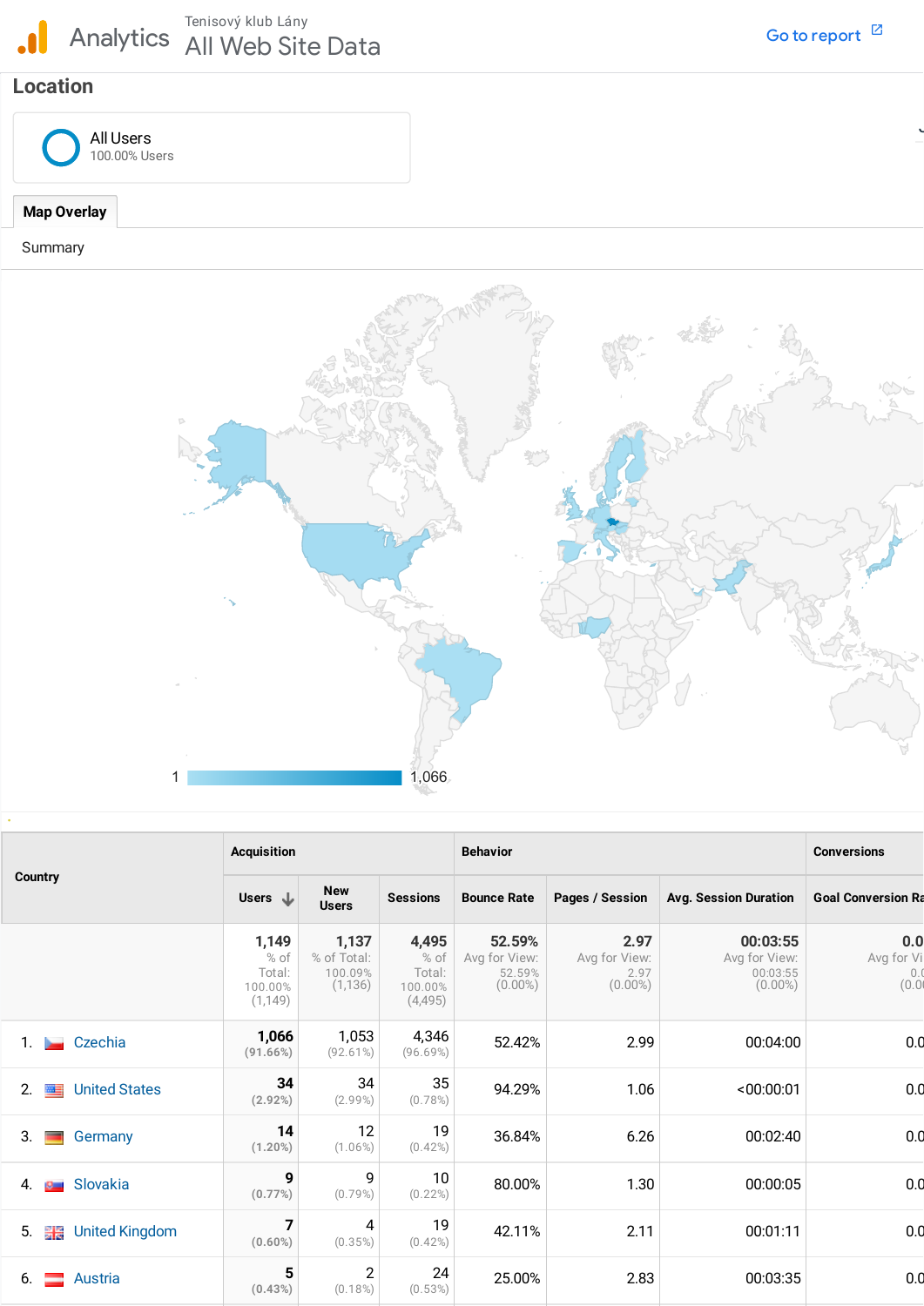Analytics

Tenisový klub Lány

All Web Site Data

Go to report

## Location

All Users
100.00% Users

Map Overlay

Summary

1 — 1,066

| Country | Acquisition | | | Behavior | | | Conversions |
|---|---|---|---|---|---|---|---|
| | Users | New Users | Sessions | Bounce Rate | Pages / Session | Avg. Session Duration | Goal Conversion Ra |
| | 1,149 % of Total: 100.00% (1,149) | 1,137 % of Total: 100.09% (1,136) | 4,495 % of Total: 100.00% (4,495) | 52.59% Avg for View: 52.59% (0.00%) | 2.97 Avg for View: 2.97 (0.00%) | 00:03:55 Avg for View: 00:03:55 (0.00%) | 0.0 Avg for Vi 0.0 (0.0 |
| 1. Czechia | 1,066 (91.66%) | 1,053 (92.61%) | 4,346 (96.69%) | 52.42% | 2.99 | 00:04:00 | 0.0 |
| 2. United States | 34 (2.92%) | 34 (2.99%) | 35 (0.78%) | 94.29% | 1.06 | <00:00:01 | 0.0 |
| 3. Germany | 14 (1.20%) | 12 (1.06%) | 19 (0.42%) | 36.84% | 6.26 | 00:02:40 | 0.0 |
| 4. Slovakia | 9 (0.77%) | 9 (0.79%) | 10 (0.22%) | 80.00% | 1.30 | 00:00:05 | 0.0 |
| 5. United Kingdom | 7 (0.60%) | 4 (0.35%) | 19 (0.42%) | 42.11% | 2.11 | 00:01:11 | 0.0 |
| 6. Austria | 5 (0.43%) | 2 (0.18%) | 24 (0.53%) | 25.00% | 2.83 | 00:03:35 | 0.0 |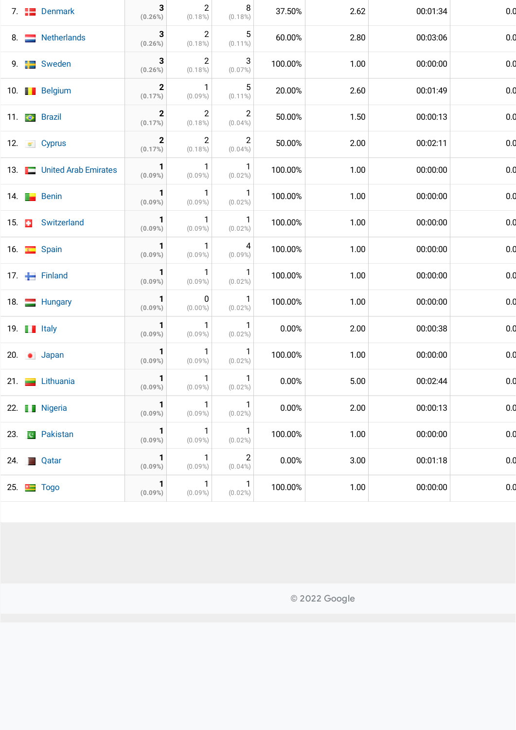| | Country | | | | | | | |
|---|---|---|---|---|---|---|---|---|
| 7. | Denmark | **3** **(0.26%)** | 2 (0.18%) | 8 (0.18%) | 37.50% | 2.62 | 00:01:34 | 0.0 |
| 8. | Netherlands | **3** **(0.26%)** | 2 (0.18%) | 5 (0.11%) | 60.00% | 2.80 | 00:03:06 | 0.0 |
| 9. | Sweden | **3** **(0.26%)** | 2 (0.18%) | 3 (0.07%) | 100.00% | 1.00 | 00:00:00 | 0.0 |
| 10. | Belgium | **2** **(0.17%)** | 1 (0.09%) | 5 (0.11%) | 20.00% | 2.60 | 00:01:49 | 0.0 |
| 11. | Brazil | **2** **(0.17%)** | 2 (0.18%) | 2 (0.04%) | 50.00% | 1.50 | 00:00:13 | 0.0 |
| 12. | Cyprus | **2** **(0.17%)** | 2 (0.18%) | 2 (0.04%) | 50.00% | 2.00 | 00:02:11 | 0.0 |
| 13. | United Arab Emirates | **1** **(0.09%)** | 1 (0.09%) | 1 (0.02%) | 100.00% | 1.00 | 00:00:00 | 0.0 |
| 14. | Benin | **1** **(0.09%)** | 1 (0.09%) | 1 (0.02%) | 100.00% | 1.00 | 00:00:00 | 0.0 |
| 15. | Switzerland | **1** **(0.09%)** | 1 (0.09%) | 1 (0.02%) | 100.00% | 1.00 | 00:00:00 | 0.0 |
| 16. | Spain | **1** **(0.09%)** | 1 (0.09%) | 4 (0.09%) | 100.00% | 1.00 | 00:00:00 | 0.0 |
| 17. | Finland | **1** **(0.09%)** | 1 (0.09%) | 1 (0.02%) | 100.00% | 1.00 | 00:00:00 | 0.0 |
| 18. | Hungary | **1** **(0.09%)** | 0 (0.00%) | 1 (0.02%) | 100.00% | 1.00 | 00:00:00 | 0.0 |
| 19. | Italy | **1** **(0.09%)** | 1 (0.09%) | 1 (0.02%) | 0.00% | 2.00 | 00:00:38 | 0.0 |
| 20. | Japan | **1** **(0.09%)** | 1 (0.09%) | 1 (0.02%) | 100.00% | 1.00 | 00:00:00 | 0.0 |
| 21. | Lithuania | **1** **(0.09%)** | 1 (0.09%) | 1 (0.02%) | 0.00% | 5.00 | 00:02:44 | 0.0 |
| 22. | Nigeria | **1** **(0.09%)** | 1 (0.09%) | 1 (0.02%) | 0.00% | 2.00 | 00:00:13 | 0.0 |
| 23. | Pakistan | **1** **(0.09%)** | 1 (0.09%) | 1 (0.02%) | 100.00% | 1.00 | 00:00:00 | 0.0 |
| 24. | Qatar | **1** **(0.09%)** | 1 (0.09%) | 2 (0.04%) | 0.00% | 3.00 | 00:01:18 | 0.0 |
| 25. | Togo | **1** **(0.09%)** | 1 (0.09%) | 1 (0.02%) | 100.00% | 1.00 | 00:00:00 | 0.0 |

© 2022 Google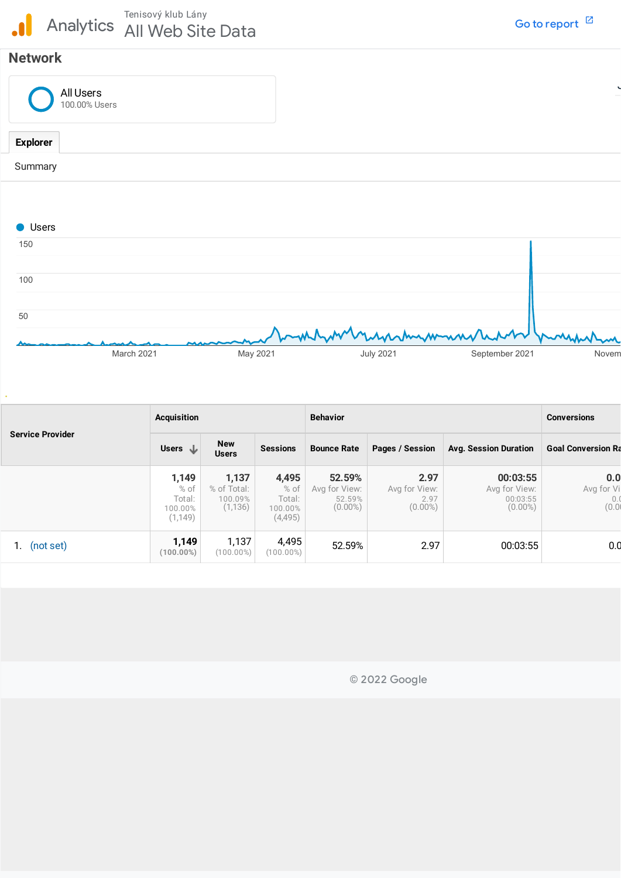Analytics Tenisový klub Lány
All Web Site Data

Go to report

## Network

All Users
100.00% Users

Explorer

Summary

Users

150
100
50

March 2021 May 2021 July 2021 September 2021 Novem

| Service Provider | Acquisition | | | Behavior | | | Conversions |
|---|---|---|---|---|---|---|---|
| | Users | New Users | Sessions | Bounce Rate | Pages / Session | Avg. Session Duration | Goal Conversion Ra |
| | 1,149 % of Total: 100.00% (1,149) | 1,137 % of Total: 100.09% (1,136) | 4,495 % of Total: 100.00% (4,495) | 52.59% Avg for View: 52.59% (0.00%) | 2.97 Avg for View: 2.97 (0.00%) | 00:03:55 Avg for View: 00:03:55 (0.00%) | 0.0 Avg for Vi 0.0 (0.0 |
| 1. (not set) | 1,149 (100.00%) | 1,137 (100.00%) | 4,495 (100.00%) | 52.59% | 2.97 | 00:03:55 | 0.0 |

© 2022 Google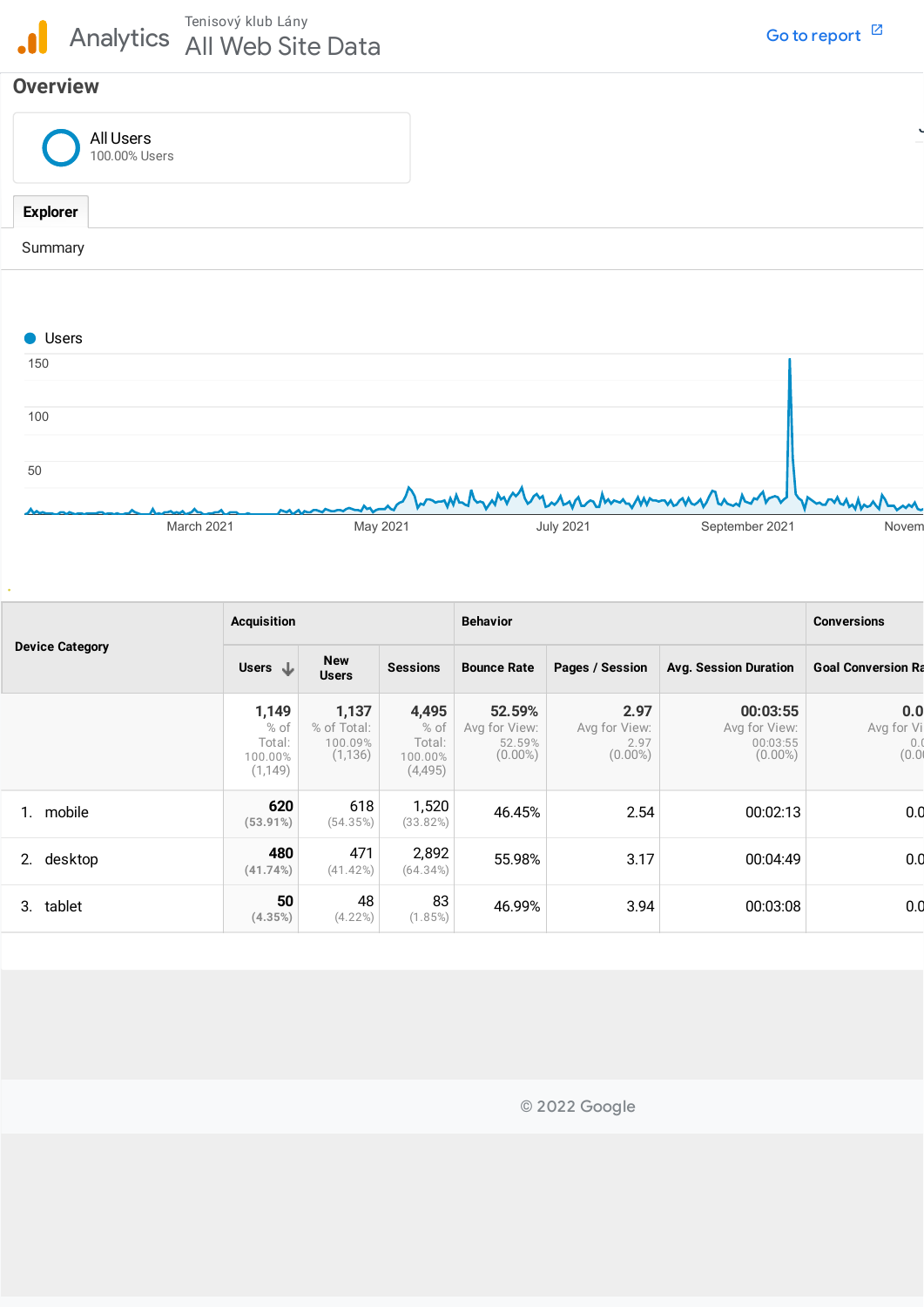Analytics

Tenisový klub Lány

# All Web Site Data

Go to report

## Overview

All Users
100.00% Users

**Explorer**

Summary

Users

150

100

50

March 2021 | May 2021 | July 2021 | September 2021 | Novem

| Device Category | Acquisition | | | Behavior | | | Conversions |
|---|---|---|---|---|---|---|---|
| | Users | New Users | Sessions | Bounce Rate | Pages / Session | Avg. Session Duration | Goal Conversion Ra |
| | **1,149** % of Total: 100.00% (1,149) | **1,137** % of Total: 100.09% (1,136) | **4,495** % of Total: 100.00% (4,495) | **52.59%** Avg for View: 52.59% (0.00%) | **2.97** Avg for View: 2.97 (0.00%) | **00:03:55** Avg for View: 00:03:55 (0.00%) | **0.0** Avg for Vi 0.0 (0.0 |
| 1. mobile | **620** (53.91%) | 618 (54.35%) | 1,520 (33.82%) | 46.45% | 2.54 | 00:02:13 | 0.0 |
| 2. desktop | **480** (41.74%) | 471 (41.42%) | 2,892 (64.34%) | 55.98% | 3.17 | 00:04:49 | 0.0 |
| 3. tablet | **50** (4.35%) | 48 (4.22%) | 83 (1.85%) | 46.99% | 3.94 | 00:03:08 | 0.0 |

© 2022 Google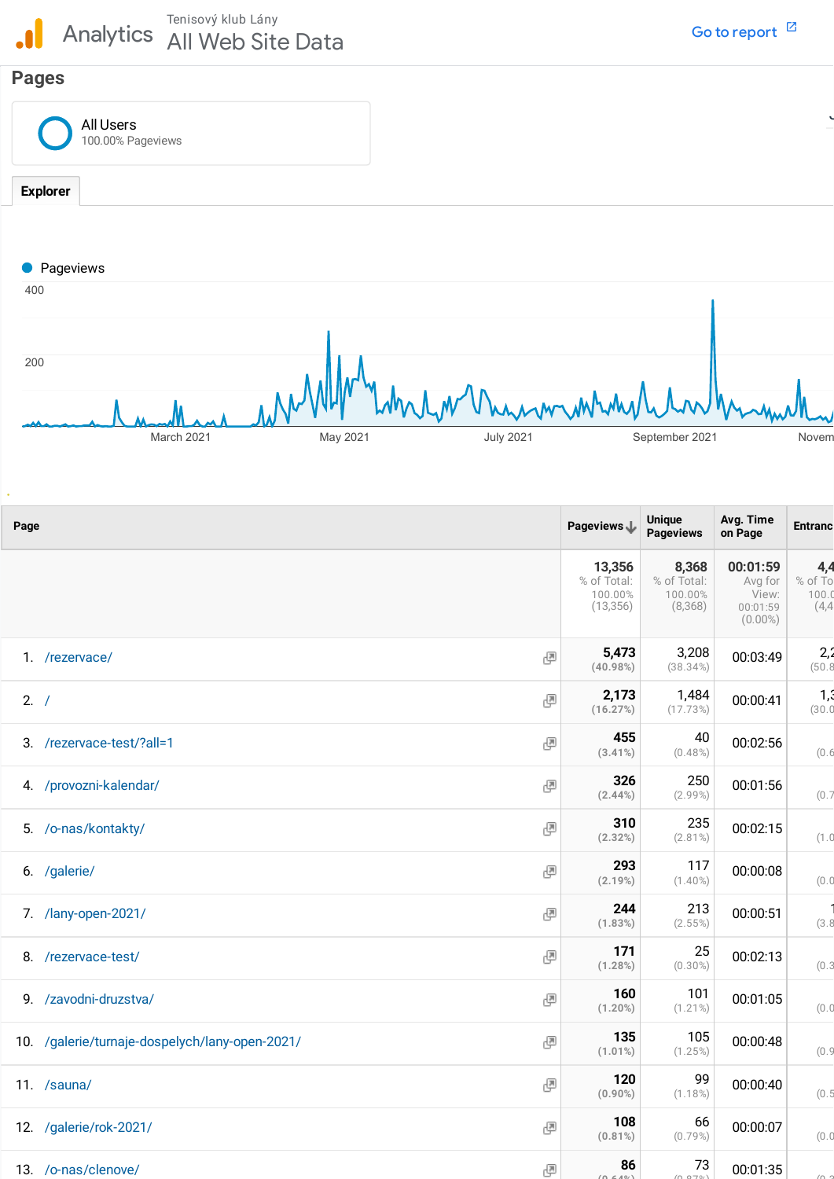Analytics

Tenisový klub Lány

All Web Site Data

Go to report

## Pages

All Users
100.00% Pageviews

**Explorer**

Pageviews

400

200

March 2021 May 2021 July 2021 September 2021 Novem

| Page | Pageviews ↓ | Unique Pageviews | Avg. Time on Page | Entranc |
|---|---|---|---|---|
| | 13,356 % of Total: 100.00% (13,356) | 8,368 % of Total: 100.00% (8,368) | 00:01:59 Avg for View: 00:01:59 (0.00%) | 4,4 % of To 100.0 (4,4 |
| 1. /rezervace/ | 5,473 (40.98%) | 3,208 (38.34%) | 00:03:49 | 2,2 (50.8 |
| 2. / | 2,173 (16.27%) | 1,484 (17.73%) | 00:00:41 | 1,3 (30.0 |
| 3. /rezervace-test/?all=1 | 455 (3.41%) | 40 (0.48%) | 00:02:56 | (0.6 |
| 4. /provozni-kalendar/ | 326 (2.44%) | 250 (2.99%) | 00:01:56 | (0.7 |
| 5. /o-nas/kontakty/ | 310 (2.32%) | 235 (2.81%) | 00:02:15 | (1.0 |
| 6. /galerie/ | 293 (2.19%) | 117 (1.40%) | 00:00:08 | (0.0 |
| 7. /lany-open-2021/ | 244 (1.83%) | 213 (2.55%) | 00:00:51 | 1 (3.8 |
| 8. /rezervace-test/ | 171 (1.28%) | 25 (0.30%) | 00:02:13 | (0.3 |
| 9. /zavodni-druzstva/ | 160 (1.20%) | 101 (1.21%) | 00:01:05 | (0.0 |
| 10. /galerie/turnaje-dospelych/lany-open-2021/ | 135 (1.01%) | 105 (1.25%) | 00:00:48 | (0.9 |
| 11. /sauna/ | 120 (0.90%) | 99 (1.18%) | 00:00:40 | (0.5 |
| 12. /galerie/rok-2021/ | 108 (0.81%) | 66 (0.79%) | 00:00:07 | (0.0 |
| 13. /o-nas/clenove/ | 86 (0.64%) | 73 (0.87%) | 00:01:35 | (0.0 |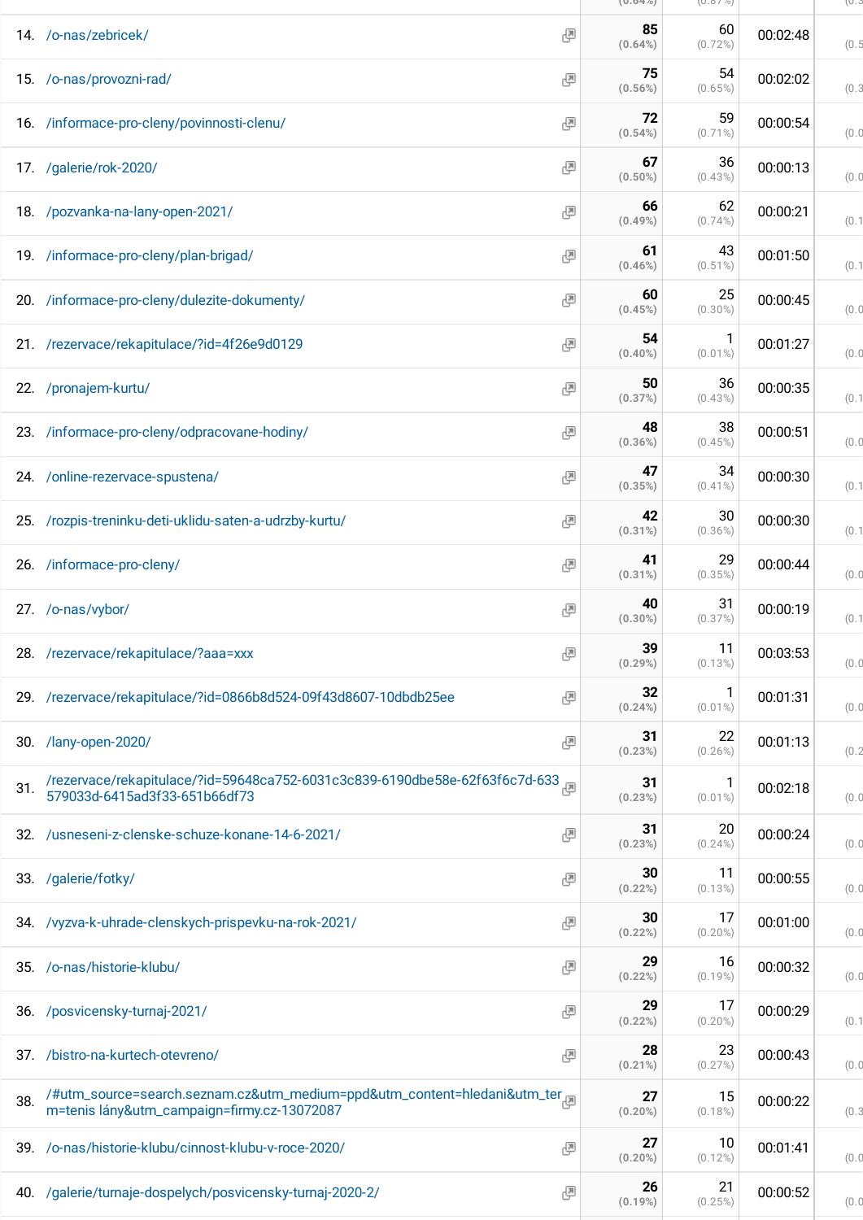| # | Page | | | |
|---|---|---|---|---|
| 14. | /o-nas/zebricek/ | 85 (0.64%) | 60 (0.72%) | 00:02:48 |
| 15. | /o-nas/provozni-rad/ | 75 (0.56%) | 54 (0.65%) | 00:02:02 |
| 16. | /informace-pro-cleny/povinnosti-clenu/ | 72 (0.54%) | 59 (0.71%) | 00:00:54 |
| 17. | /galerie/rok-2020/ | 67 (0.50%) | 36 (0.43%) | 00:00:13 |
| 18. | /pozvanka-na-lany-open-2021/ | 66 (0.49%) | 62 (0.74%) | 00:00:21 |
| 19. | /informace-pro-cleny/plan-brigad/ | 61 (0.46%) | 43 (0.51%) | 00:01:50 |
| 20. | /informace-pro-cleny/dulezite-dokumenty/ | 60 (0.45%) | 25 (0.30%) | 00:00:45 |
| 21. | /rezervace/rekapitulace/?id=4f26e9d0129 | 54 (0.40%) | 1 (0.01%) | 00:01:27 |
| 22. | /pronajem-kurtu/ | 50 (0.37%) | 36 (0.43%) | 00:00:35 |
| 23. | /informace-pro-cleny/odpracovane-hodiny/ | 48 (0.36%) | 38 (0.45%) | 00:00:51 |
| 24. | /online-rezervace-spustena/ | 47 (0.35%) | 34 (0.41%) | 00:00:30 |
| 25. | /rozpis-treninku-deti-uklidu-saten-a-udrzby-kurtu/ | 42 (0.31%) | 30 (0.36%) | 00:00:30 |
| 26. | /informace-pro-cleny/ | 41 (0.31%) | 29 (0.35%) | 00:00:44 |
| 27. | /o-nas/vybor/ | 40 (0.30%) | 31 (0.37%) | 00:00:19 |
| 28. | /rezervace/rekapitulace/?aaa=xxx | 39 (0.29%) | 11 (0.13%) | 00:03:53 |
| 29. | /rezervace/rekapitulace/?id=0866b8d524-09f43d8607-10dbdb25ee | 32 (0.24%) | 1 (0.01%) | 00:01:31 |
| 30. | /lany-open-2020/ | 31 (0.23%) | 22 (0.26%) | 00:01:13 |
| 31. | /rezervace/rekapitulace/?id=59648ca752-6031c3c839-6190dbe58e-62f63f6c7d-633579033d-6415ad3f33-651b66df73 | 31 (0.23%) | 1 (0.01%) | 00:02:18 |
| 32. | /usneseni-z-clenske-schuze-konane-14-6-2021/ | 31 (0.23%) | 20 (0.24%) | 00:00:24 |
| 33. | /galerie/fotky/ | 30 (0.22%) | 11 (0.13%) | 00:00:55 |
| 34. | /vyzva-k-uhrade-clenskych-prispevku-na-rok-2021/ | 30 (0.22%) | 17 (0.20%) | 00:01:00 |
| 35. | /o-nas/historie-klubu/ | 29 (0.22%) | 16 (0.19%) | 00:00:32 |
| 36. | /posvicensky-turnaj-2021/ | 29 (0.22%) | 17 (0.20%) | 00:00:29 |
| 37. | /bistro-na-kurtech-otevreno/ | 28 (0.21%) | 23 (0.27%) | 00:00:43 |
| 38. | /#utm_source=search.seznam.cz&utm_medium=ppd&utm_content=hledani&utm_term=tenis lány&utm_campaign=firmy.cz-13072087 | 27 (0.20%) | 15 (0.18%) | 00:00:22 |
| 39. | /o-nas/historie-klubu/cinnost-klubu-v-roce-2020/ | 27 (0.20%) | 10 (0.12%) | 00:01:41 |
| 40. | /galerie/turnaje-dospelych/posvicensky-turnaj-2020-2/ | 26 (0.19%) | 21 (0.25%) | 00:00:52 |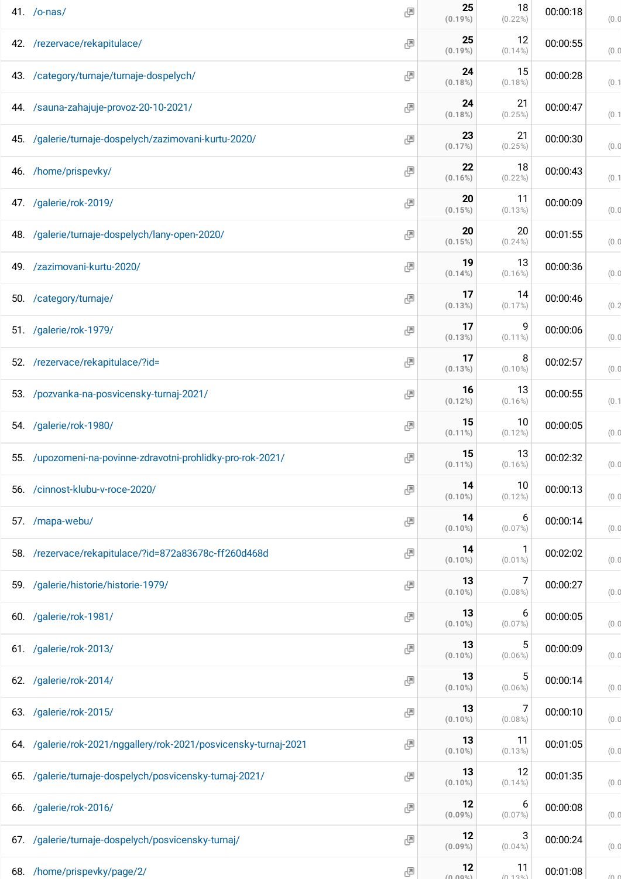| # | Page | Pageviews | Unique Pageviews | Avg. Time on Page | |
|---|---|---|---|---|---|
| 41. | /o-nas/ | 25 (0.19%) | 18 (0.22%) | 00:00:18 | (0.0 |
| 42. | /rezervace/rekapitulace/ | 25 (0.19%) | 12 (0.14%) | 00:00:55 | (0.0 |
| 43. | /category/turnaje/turnaje-dospelych/ | 24 (0.18%) | 15 (0.18%) | 00:00:28 | (0.1 |
| 44. | /sauna-zahajuje-provoz-20-10-2021/ | 24 (0.18%) | 21 (0.25%) | 00:00:47 | (0.1 |
| 45. | /galerie/turnaje-dospelych/zazimovani-kurtu-2020/ | 23 (0.17%) | 21 (0.25%) | 00:00:30 | (0.0 |
| 46. | /home/prispevky/ | 22 (0.16%) | 18 (0.22%) | 00:00:43 | (0.1 |
| 47. | /galerie/rok-2019/ | 20 (0.15%) | 11 (0.13%) | 00:00:09 | (0.0 |
| 48. | /galerie/turnaje-dospelych/lany-open-2020/ | 20 (0.15%) | 20 (0.24%) | 00:01:55 | (0.0 |
| 49. | /zazimovani-kurtu-2020/ | 19 (0.14%) | 13 (0.16%) | 00:00:36 | (0.0 |
| 50. | /category/turnaje/ | 17 (0.13%) | 14 (0.17%) | 00:00:46 | (0.2 |
| 51. | /galerie/rok-1979/ | 17 (0.13%) | 9 (0.11%) | 00:00:06 | (0.0 |
| 52. | /rezervace/rekapitulace/?id= | 17 (0.13%) | 8 (0.10%) | 00:02:57 | (0.0 |
| 53. | /pozvanka-na-posvicensky-turnaj-2021/ | 16 (0.12%) | 13 (0.16%) | 00:00:55 | (0.1 |
| 54. | /galerie/rok-1980/ | 15 (0.11%) | 10 (0.12%) | 00:00:05 | (0.0 |
| 55. | /upozorneni-na-povinne-zdravotni-prohlidky-pro-rok-2021/ | 15 (0.11%) | 13 (0.16%) | 00:02:32 | (0.0 |
| 56. | /cinnost-klubu-v-roce-2020/ | 14 (0.10%) | 10 (0.12%) | 00:00:13 | (0.0 |
| 57. | /mapa-webu/ | 14 (0.10%) | 6 (0.07%) | 00:00:14 | (0.0 |
| 58. | /rezervace/rekapitulace/?id=872a83678c-ff260d468d | 14 (0.10%) | 1 (0.01%) | 00:02:02 | (0.0 |
| 59. | /galerie/historie/historie-1979/ | 13 (0.10%) | 7 (0.08%) | 00:00:27 | (0.0 |
| 60. | /galerie/rok-1981/ | 13 (0.10%) | 6 (0.07%) | 00:00:05 | (0.0 |
| 61. | /galerie/rok-2013/ | 13 (0.10%) | 5 (0.06%) | 00:00:09 | (0.0 |
| 62. | /galerie/rok-2014/ | 13 (0.10%) | 5 (0.06%) | 00:00:14 | (0.0 |
| 63. | /galerie/rok-2015/ | 13 (0.10%) | 7 (0.08%) | 00:00:10 | (0.0 |
| 64. | /galerie/rok-2021/nggallery/rok-2021/posvicensky-turnaj-2021 | 13 (0.10%) | 11 (0.13%) | 00:01:05 | (0.0 |
| 65. | /galerie/turnaje-dospelych/posvicensky-turnaj-2021/ | 13 (0.10%) | 12 (0.14%) | 00:01:35 | (0.0 |
| 66. | /galerie/rok-2016/ | 12 (0.09%) | 6 (0.07%) | 00:00:08 | (0.0 |
| 67. | /galerie/turnaje-dospelych/posvicensky-turnaj/ | 12 (0.09%) | 3 (0.04%) | 00:00:24 | (0.0 |
| 68. | /home/prispevky/page/2/ | 12 (0.09%) | 11 (0.13%) | 00:01:08 | (0.0 |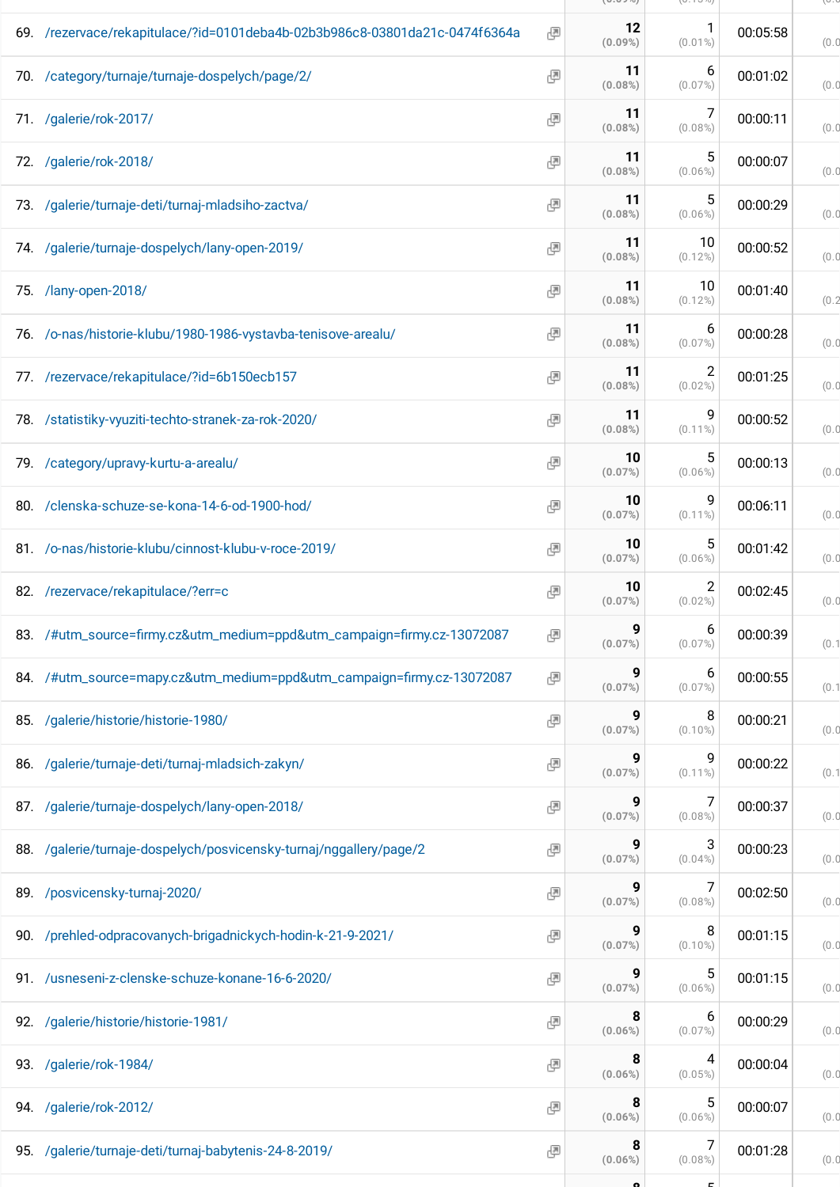| # | Page | Pageviews | Unique Pageviews | Avg. Time on Page |
|---|---|---|---|---|
| 69. | /rezervace/rekapitulace/?id=0101deba4b-02b3b986c8-03801da21c-0474f6364a | 12 (0.09%) | 1 (0.01%) | 00:05:58 |
| 70. | /category/turnaje/turnaje-dospelych/page/2/ | 11 (0.08%) | 6 (0.07%) | 00:01:02 |
| 71. | /galerie/rok-2017/ | 11 (0.08%) | 7 (0.08%) | 00:00:11 |
| 72. | /galerie/rok-2018/ | 11 (0.08%) | 5 (0.06%) | 00:00:07 |
| 73. | /galerie/turnaje-deti/turnaj-mladsiho-zactva/ | 11 (0.08%) | 5 (0.06%) | 00:00:29 |
| 74. | /galerie/turnaje-dospelych/lany-open-2019/ | 11 (0.08%) | 10 (0.12%) | 00:00:52 |
| 75. | /lany-open-2018/ | 11 (0.08%) | 10 (0.12%) | 00:01:40 |
| 76. | /o-nas/historie-klubu/1980-1986-vystavba-tenisove-arealu/ | 11 (0.08%) | 6 (0.07%) | 00:00:28 |
| 77. | /rezervace/rekapitulace/?id=6b150ecb157 | 11 (0.08%) | 2 (0.02%) | 00:01:25 |
| 78. | /statistiky-vyuziti-techto-stranek-za-rok-2020/ | 11 (0.08%) | 9 (0.11%) | 00:00:52 |
| 79. | /category/upravy-kurtu-a-arealu/ | 10 (0.07%) | 5 (0.06%) | 00:00:13 |
| 80. | /clenska-schuze-se-kona-14-6-od-1900-hod/ | 10 (0.07%) | 9 (0.11%) | 00:06:11 |
| 81. | /o-nas/historie-klubu/cinnost-klubu-v-roce-2019/ | 10 (0.07%) | 5 (0.06%) | 00:01:42 |
| 82. | /rezervace/rekapitulace/?err=c | 10 (0.07%) | 2 (0.02%) | 00:02:45 |
| 83. | /#utm_source=firmy.cz&utm_medium=ppd&utm_campaign=firmy.cz-13072087 | 9 (0.07%) | 6 (0.07%) | 00:00:39 |
| 84. | /#utm_source=mapy.cz&utm_medium=ppd&utm_campaign=firmy.cz-13072087 | 9 (0.07%) | 6 (0.07%) | 00:00:55 |
| 85. | /galerie/historie/historie-1980/ | 9 (0.07%) | 8 (0.10%) | 00:00:21 |
| 86. | /galerie/turnaje-deti/turnaj-mladsich-zakyn/ | 9 (0.07%) | 9 (0.11%) | 00:00:22 |
| 87. | /galerie/turnaje-dospelych/lany-open-2018/ | 9 (0.07%) | 7 (0.08%) | 00:00:37 |
| 88. | /galerie/turnaje-dospelych/posvicensky-turnaj/nggallery/page/2 | 9 (0.07%) | 3 (0.04%) | 00:00:23 |
| 89. | /posvicensky-turnaj-2020/ | 9 (0.07%) | 7 (0.08%) | 00:02:50 |
| 90. | /prehled-odpracovanych-brigadnickych-hodin-k-21-9-2021/ | 9 (0.07%) | 8 (0.10%) | 00:01:15 |
| 91. | /usneseni-z-clenske-schuze-konane-16-6-2020/ | 9 (0.07%) | 5 (0.06%) | 00:01:15 |
| 92. | /galerie/historie/historie-1981/ | 8 (0.06%) | 6 (0.07%) | 00:00:29 |
| 93. | /galerie/rok-1984/ | 8 (0.06%) | 4 (0.05%) | 00:00:04 |
| 94. | /galerie/rok-2012/ | 8 (0.06%) | 5 (0.06%) | 00:00:07 |
| 95. | /galerie/turnaje-deti/turnaj-babytenis-24-8-2019/ | 8 (0.06%) | 7 (0.08%) | 00:01:28 |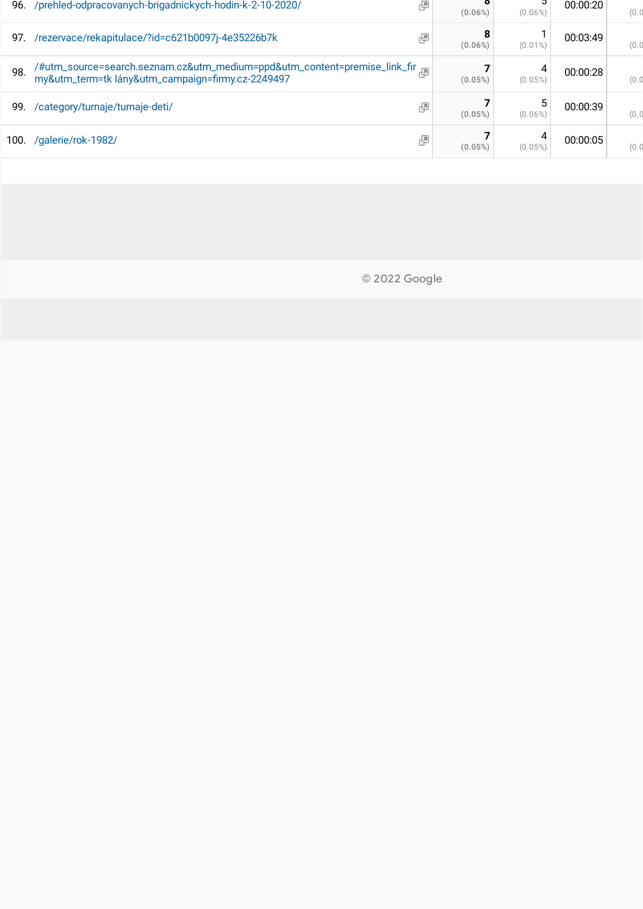| | | | | | |
|---|---|---|---|---|---|
| 96. | /prehled-odpracovanych-brigadnickych-hodin-k-2-10-2020/ | 8 (0.06%) | 5 (0.06%) | 00:00:20 | (0.0 |
| 97. | /rezervace/rekapitulace/?id=c621b0097j-4e35226b7k | 8 (0.06%) | 1 (0.01%) | 00:03:49 | (0.0 |
| 98. | /#utm_source=search.seznam.cz&utm_medium=ppd&utm_content=premise_link_firmy&utm_term=tk lány&utm_campaign=firmy.cz-2249497 | 7 (0.05%) | 4 (0.05%) | 00:00:28 | (0.0 |
| 99. | /category/turnaje/turnaje-deti/ | 7 (0.05%) | 5 (0.06%) | 00:00:39 | (0.0 |
| 100. | /galerie/rok-1982/ | 7 (0.05%) | 4 (0.05%) | 00:00:05 | (0.0 |

© 2022 Google